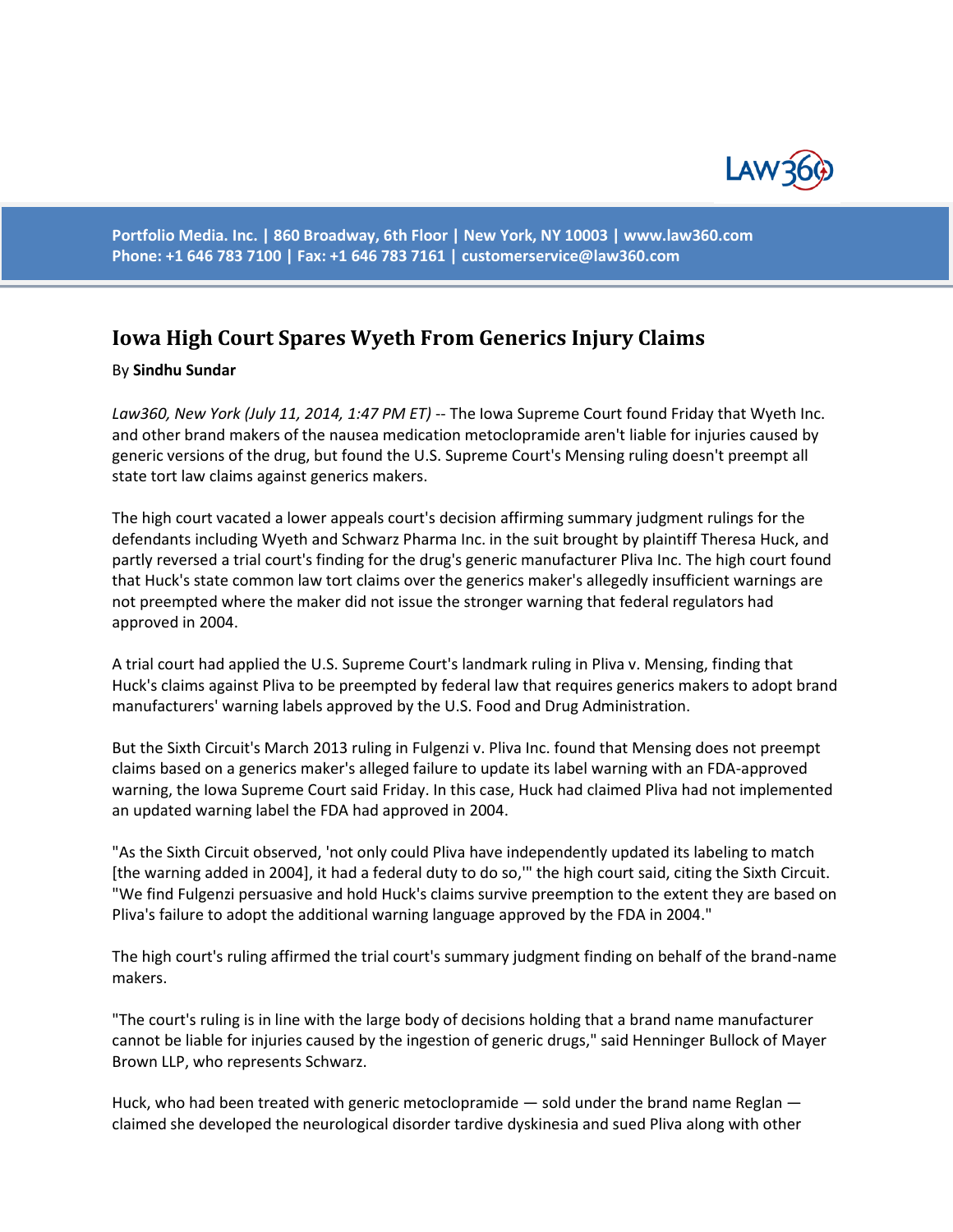# Iowa High Court Spares Wyeth From Generics Injury Claims

By **Sindhu Sundar**

*Law360, New York (July 11, 2014, 1:47 PM ET)* -- The Iowa Supreme Court found Friday that Wyeth Inc. and other brand makers of the nausea medication metoclopramide aren't liable for injuries caused by generic versions of the drug, but found the U.S. Supreme Court's Mensing ruling doesn't preempt all state tort law claims against generics makers.

The high court vacated a lower appeals court's decision affirming summary judgment rulings for the defendants including Wyeth and Schwarz Pharma Inc. in the suit brought by plaintiff Theresa Huck, and partly reversed a trial court's finding for the drug's generic manufacturer Pliva Inc. The high court found that Huck's state common law tort claims over the generics maker's allegedly insufficient warnings are not preempted where the maker did not issue the stronger warning that federal regulators had approved in 2004.

A trial court had applied the U.S. Supreme Court's landmark ruling in Pliva v. Mensing, finding that Huck's claims against Pliva to be preempted by federal law that requires generics makers to adopt brand manufacturers' warning labels approved by the U.S. Food and Drug Administration.

But the Sixth Circuit's March 2013 ruling in Fulgenzi v. Pliva Inc. found that Mensing does not preempt claims based on a generics maker's alleged failure to update its label warning with an FDA-approved warning, the Iowa Supreme Court said Friday. In this case, Huck had claimed Pliva had not implemented an updated warning label the FDA had approved in 2004.

"As the Sixth Circuit observed, 'not only could Pliva have independently updated its labeling to match [the warning added in 2004], it had a federal duty to do so,'" the high court said, citing the Sixth Circuit. "We find Fulgenzi persuasive and hold Huck's claims survive preemption to the extent they are based on Pliva's failure to adopt the additional warning language approved by the FDA in 2004."

The high court's ruling affirmed the trial court's summary judgment finding on behalf of the brand-name makers.

"The court's ruling is in line with the large body of decisions holding that a brand name manufacturer cannot be liable for injuries caused by the ingestion of generic drugs," said Henninger Bullock of Mayer Brown LLP, who represents Schwarz.

Huck, who had been treated with generic metoclopramide — sold under the brand name Reglan — claimed she developed the neurological disorder tardive dyskinesia and sued Pliva along with other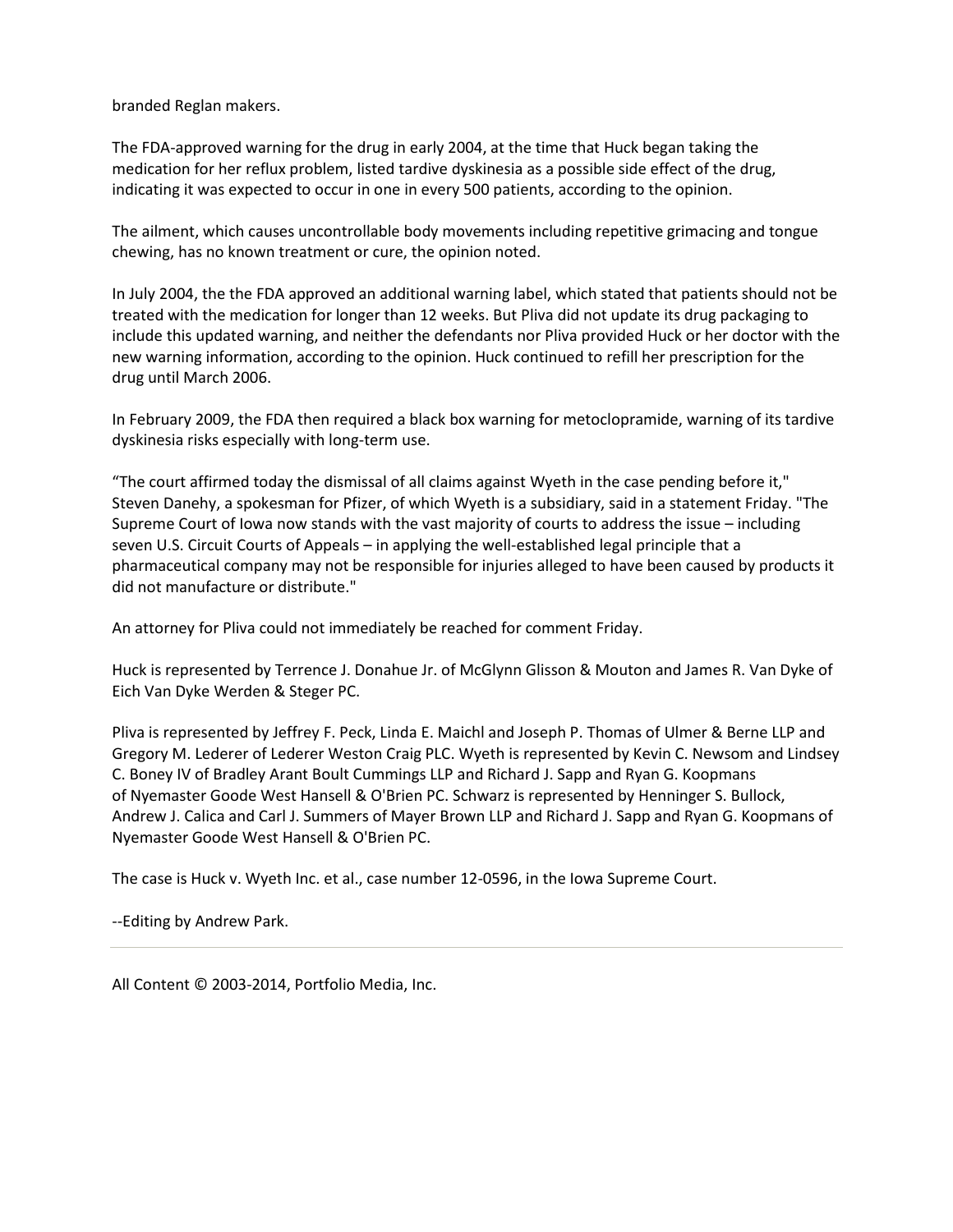branded Reglan makers.

The FDA-approved warning for the drug in early 2004, at the time that Huck began taking the medication for her reflux problem, listed tardive dyskinesia as a possible side effect of the drug, indicating it was expected to occur in one in every 500 patients, according to the opinion.

The ailment, which causes uncontrollable body movements including repetitive grimacing and tongue chewing, has no known treatment or cure, the opinion noted.

In July 2004, the the FDA approved an additional warning label, which stated that patients should not be treated with the medication for longer than 12 weeks. But Pliva did not update its drug packaging to include this updated warning, and neither the defendants nor Pliva provided Huck or her doctor with the new warning information, according to the opinion. Huck continued to refill her prescription for the drug until March 2006.

In February 2009, the FDA then required a black box warning for metoclopramide, warning of its tardive dyskinesia risks especially with long-term use.

“The court affirmed today the dismissal of all claims against Wyeth in the case pending before it," Steven Danehy, a spokesman for Pfizer, of which Wyeth is a subsidiary, said in a statement Friday. "The Supreme Court of Iowa now stands with the vast majority of courts to address the issue – including seven U.S. Circuit Courts of Appeals – in applying the well-established legal principle that a pharmaceutical company may not be responsible for injuries alleged to have been caused by products it did not manufacture or distribute."

An attorney for Pliva could not immediately be reached for comment Friday.

Huck is represented by Terrence J. Donahue Jr. of McGlynn Glisson & Mouton and James R. Van Dyke of Eich Van Dyke Werden & Steger PC.

Pliva is represented by Jeffrey F. Peck, Linda E. Maichl and Joseph P. Thomas of Ulmer & Berne LLP and Gregory M. Lederer of Lederer Weston Craig PLC. Wyeth is represented by Kevin C. Newsom and Lindsey C. Boney IV of Bradley Arant Boult Cummings LLP and Richard J. Sapp and Ryan G. Koopmans of Nyemaster Goode West Hansell & O'Brien PC. Schwarz is represented by Henninger S. Bullock, Andrew J. Calica and Carl J. Summers of Mayer Brown LLP and Richard J. Sapp and Ryan G. Koopmans of Nyemaster Goode West Hansell & O'Brien PC.

The case is Huck v. Wyeth Inc. et al., case number 12-0596, in the Iowa Supreme Court.

--Editing by Andrew Park.

---

All Content © 2003-2014, Portfolio Media, Inc.